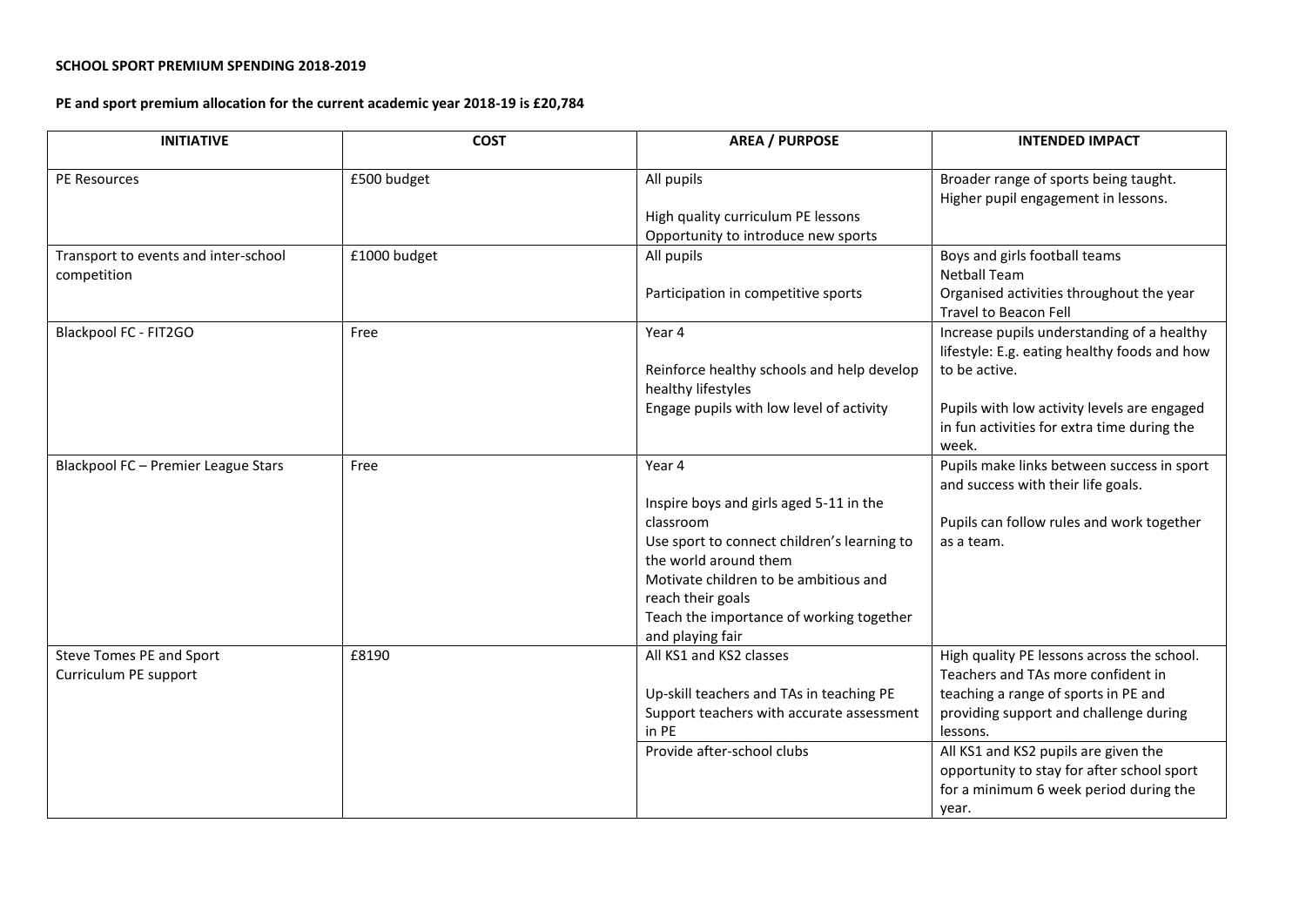**SCHOOL SPORT PREMIUM SPENDING 2018-2019**

**PE and sport premium allocation for the current academic year 2018-19 is £20,784**

| INITIATIVE | COST | AREA / PURPOSE | INTENDED IMPACT |
|---|---|---|---|
| PE Resources | £500 budget | All pupils<br><br>High quality curriculum PE lessons<br>Opportunity to introduce new sports | Broader range of sports being taught.<br>Higher pupil engagement in lessons. |
| Transport to events and inter-school competition | £1000 budget | All pupils<br><br>Participation in competitive sports | Boys and girls football teams<br>Netball Team<br>Organised activities throughout the year<br>Travel to Beacon Fell |
| Blackpool FC - FIT2GO | Free | Year 4<br><br>Reinforce healthy schools and help develop healthy lifestyles<br>Engage pupils with low level of activity | Increase pupils understanding of a healthy lifestyle: E.g. eating healthy foods and how to be active.<br><br>Pupils with low activity levels are engaged in fun activities for extra time during the week. |
| Blackpool FC – Premier League Stars | Free | Year 4<br><br>Inspire boys and girls aged 5-11 in the classroom<br>Use sport to connect children's learning to the world around them<br>Motivate children to be ambitious and reach their goals<br>Teach the importance of working together and playing fair | Pupils make links between success in sport and success with their life goals.<br><br>Pupils can follow rules and work together as a team. |
| Steve Tomes PE and Sport<br>Curriculum PE support | £8190 | All KS1 and KS2 classes<br><br>Up-skill teachers and TAs in teaching PE<br>Support teachers with accurate assessment in PE | High quality PE lessons across the school.<br>Teachers and TAs more confident in teaching a range of sports in PE and providing support and challenge during lessons. |
| | | Provide after-school clubs | All KS1 and KS2 pupils are given the opportunity to stay for after school sport for a minimum 6 week period during the year. |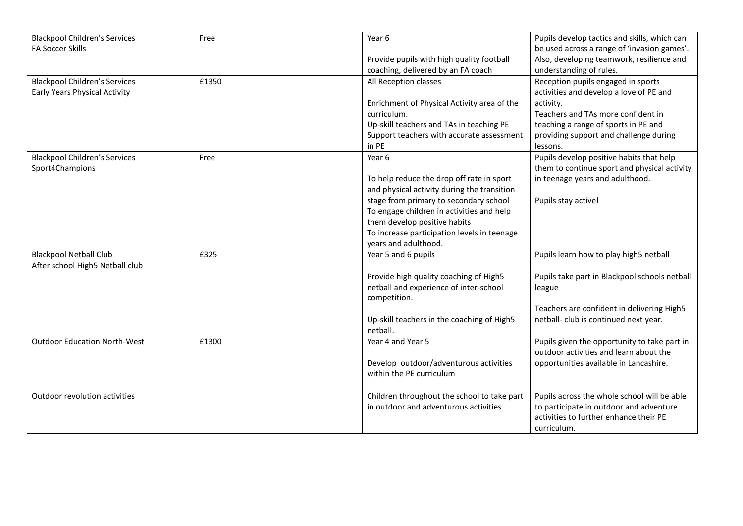| | | | |
|---|---|---|---|
| Blackpool Children's Services<br>FA Soccer Skills | Free | Year 6<br><br>Provide pupils with high quality football coaching, delivered by an FA coach | Pupils develop tactics and skills, which can be used across a range of 'invasion games'. Also, developing teamwork, resilience and understanding of rules. |
| Blackpool Children's Services<br>Early Years Physical Activity | £1350 | All Reception classes<br><br>Enrichment of Physical Activity area of the curriculum.<br>Up-skill teachers and TAs in teaching PE<br>Support teachers with accurate assessment in PE | Reception pupils engaged in sports activities and develop a love of PE and activity.<br>Teachers and TAs more confident in teaching a range of sports in PE and providing support and challenge during lessons. |
| Blackpool Children's Services<br>Sport4Champions | Free | Year 6<br><br>To help reduce the drop off rate in sport and physical activity during the transition stage from primary to secondary school<br>To engage children in activities and help them develop positive habits<br>To increase participation levels in teenage years and adulthood. | Pupils develop positive habits that help them to continue sport and physical activity in teenage years and adulthood.<br><br>Pupils stay active! |
| Blackpool Netball Club<br>After school High5 Netball club | £325 | Year 5 and 6 pupils<br><br>Provide high quality coaching of High5 netball and experience of inter-school competition.<br><br>Up-skill teachers in the coaching of High5 netball. | Pupils learn how to play high5 netball<br><br>Pupils take part in Blackpool schools netball league<br><br>Teachers are confident in delivering High5 netball- club is continued next year. |
| Outdoor Education North-West | £1300 | Year 4 and Year 5<br><br>Develop outdoor/adventurous activities within the PE curriculum | Pupils given the opportunity to take part in outdoor activities and learn about the opportunities available in Lancashire. |
| Outdoor revolution activities | | Children throughout the school to take part in outdoor and adventurous activities | Pupils across the whole school will be able to participate in outdoor and adventure activities to further enhance their PE curriculum. |